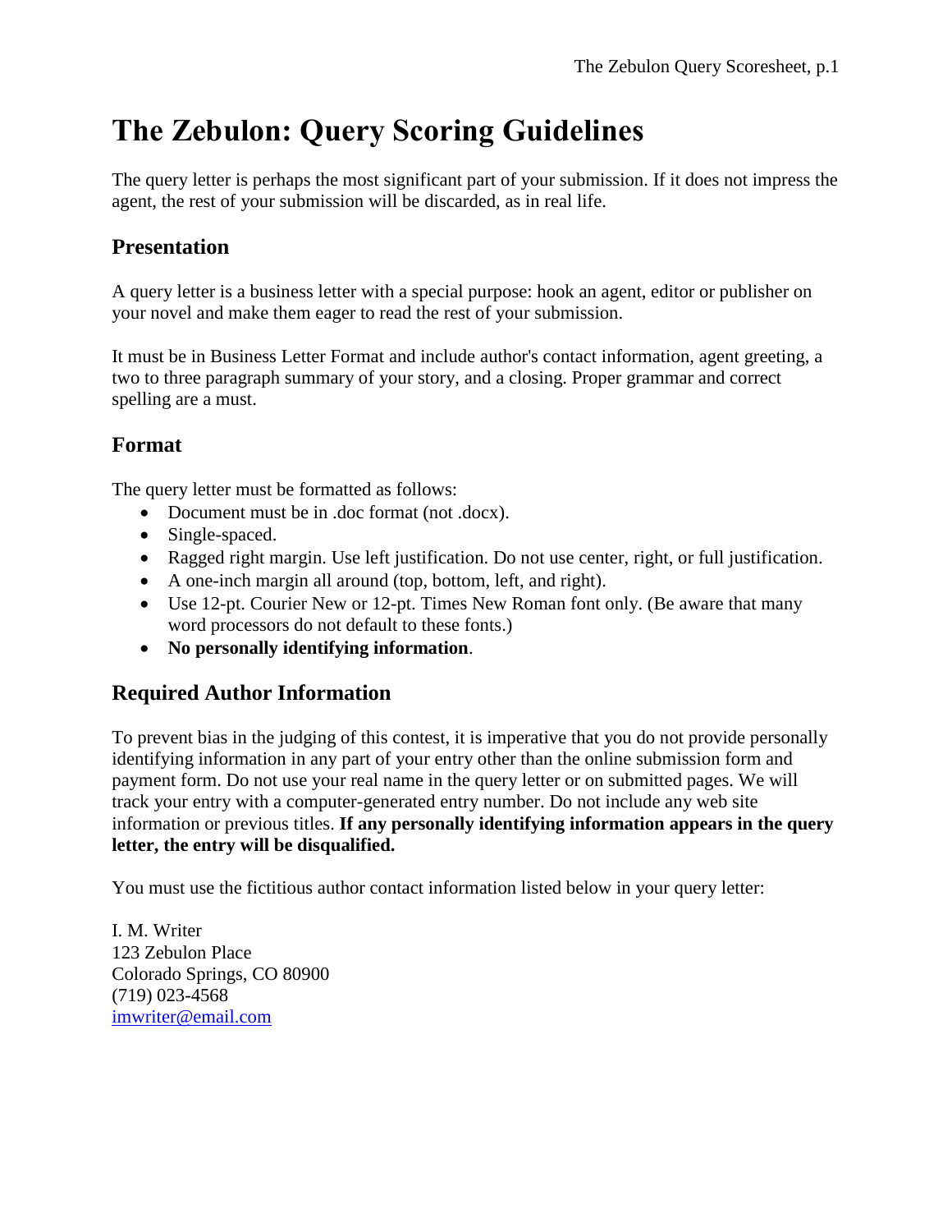# The Zebulon: Query Scoring Guidelines

The query letter is perhaps the most significant part of your submission. If it does not impress the agent, the rest of your submission will be discarded, as in real life.

## Presentation

A query letter is a business letter with a special purpose: hook an agent, editor or publisher on your novel and make them eager to read the rest of your submission.

It must be in Business Letter Format and include author's contact information, agent greeting, a two to three paragraph summary of your story, and a closing. Proper grammar and correct spelling are a must.

## Format

The query letter must be formatted as follows:

- Document must be in .doc format (not .docx).
- Single-spaced.
- Ragged right margin. Use left justification. Do not use center, right, or full justification.
- A one-inch margin all around (top, bottom, left, and right).
- Use 12-pt. Courier New or 12-pt. Times New Roman font only. (Be aware that many word processors do not default to these fonts.)
- **No personally identifying information**.

## Required Author Information

To prevent bias in the judging of this contest, it is imperative that you do not provide personally identifying information in any part of your entry other than the online submission form and payment form. Do not use your real name in the query letter or on submitted pages. We will track your entry with a computer-generated entry number. Do not include any web site information or previous titles. **If any personally identifying information appears in the query letter, the entry will be disqualified.**

You must use the fictitious author contact information listed below in your query letter:

I. M. Writer
123 Zebulon Place
Colorado Springs, CO 80900
(719) 023-4568
imwriter@email.com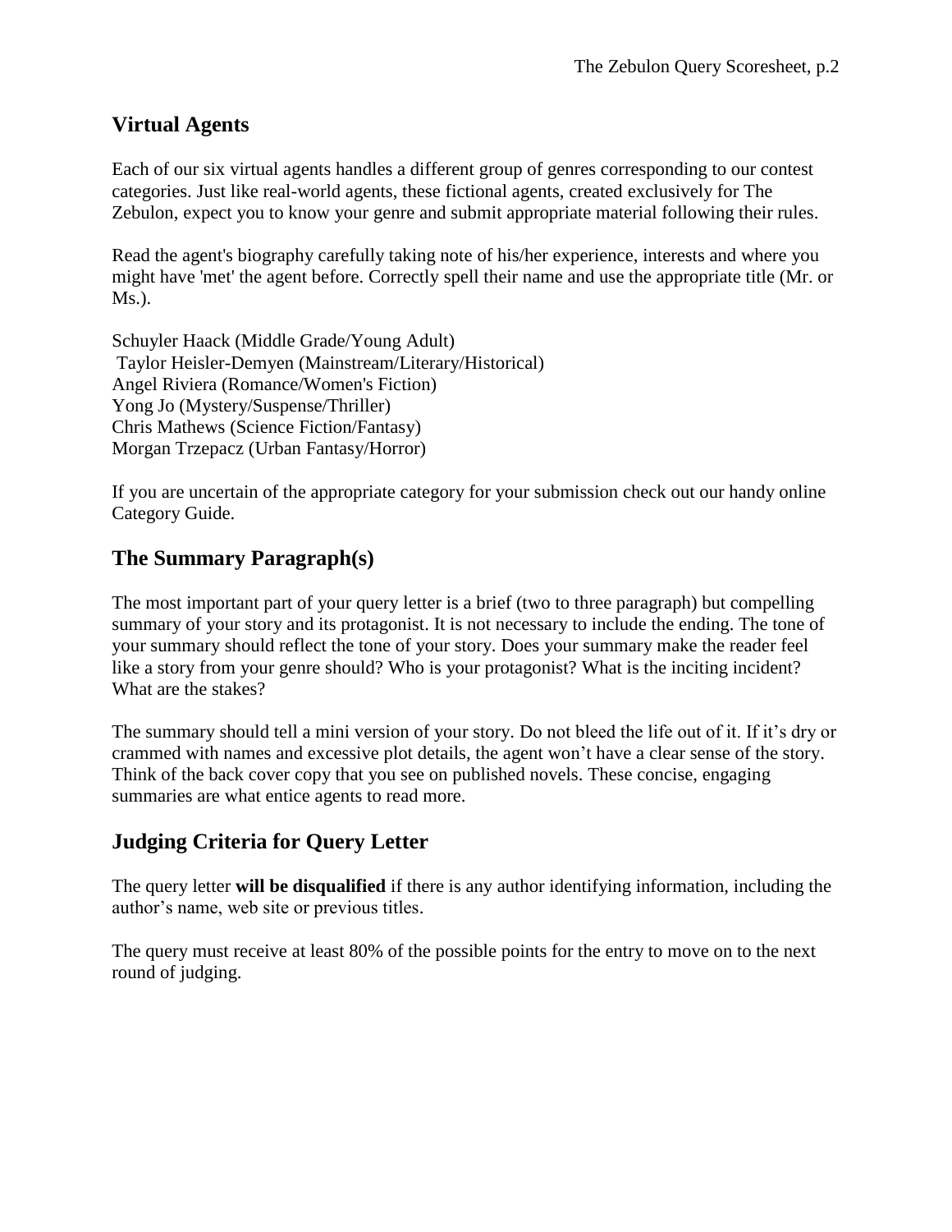## Virtual Agents

Each of our six virtual agents handles a different group of genres corresponding to our contest categories. Just like real-world agents, these fictional agents, created exclusively for The Zebulon, expect you to know your genre and submit appropriate material following their rules.

Read the agent's biography carefully taking note of his/her experience, interests and where you might have 'met' the agent before. Correctly spell their name and use the appropriate title (Mr. or Ms.).

Schuyler Haack (Middle Grade/Young Adult)
Taylor Heisler-Demyen (Mainstream/Literary/Historical)
Angel Riviera (Romance/Women's Fiction)
Yong Jo (Mystery/Suspense/Thriller)
Chris Mathews (Science Fiction/Fantasy)
Morgan Trzepacz (Urban Fantasy/Horror)

If you are uncertain of the appropriate category for your submission check out our handy online Category Guide.

## The Summary Paragraph(s)

The most important part of your query letter is a brief (two to three paragraph) but compelling summary of your story and its protagonist. It is not necessary to include the ending. The tone of your summary should reflect the tone of your story. Does your summary make the reader feel like a story from your genre should? Who is your protagonist? What is the inciting incident? What are the stakes?

The summary should tell a mini version of your story. Do not bleed the life out of it. If it's dry or crammed with names and excessive plot details, the agent won't have a clear sense of the story. Think of the back cover copy that you see on published novels. These concise, engaging summaries are what entice agents to read more.

## Judging Criteria for Query Letter

The query letter **will be disqualified** if there is any author identifying information, including the author's name, web site or previous titles.

The query must receive at least 80% of the possible points for the entry to move on to the next round of judging.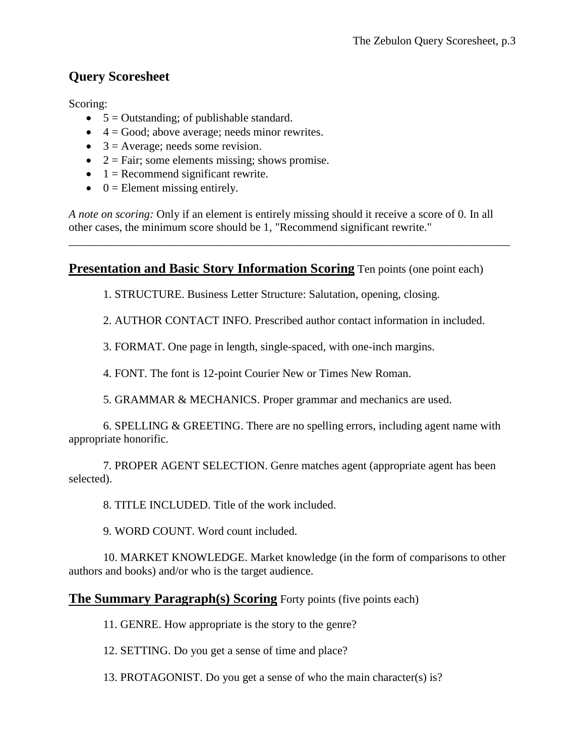## Query Scoresheet

Scoring:

- 5 = Outstanding; of publishable standard.
- 4 = Good; above average; needs minor rewrites.
- 3 = Average; needs some revision.
- 2 = Fair; some elements missing; shows promise.
- 1 = Recommend significant rewrite.
- 0 = Element missing entirely.

*A note on scoring:* Only if an element is entirely missing should it receive a score of 0. In all other cases, the minimum score should be 1, "Recommend significant rewrite."

---

### **Presentation and Basic Story Information Scoring** Ten points (one point each)

1. STRUCTURE. Business Letter Structure: Salutation, opening, closing.

2. AUTHOR CONTACT INFO. Prescribed author contact information in included.

3. FORMAT. One page in length, single-spaced, with one-inch margins.

4. FONT. The font is 12-point Courier New or Times New Roman.

5. GRAMMAR & MECHANICS. Proper grammar and mechanics are used.

6. SPELLING & GREETING. There are no spelling errors, including agent name with appropriate honorific.

7. PROPER AGENT SELECTION. Genre matches agent (appropriate agent has been selected).

8. TITLE INCLUDED. Title of the work included.

9. WORD COUNT. Word count included.

10. MARKET KNOWLEDGE. Market knowledge (in the form of comparisons to other authors and books) and/or who is the target audience.

### **The Summary Paragraph(s) Scoring** Forty points (five points each)

11. GENRE. How appropriate is the story to the genre?

12. SETTING. Do you get a sense of time and place?

13. PROTAGONIST. Do you get a sense of who the main character(s) is?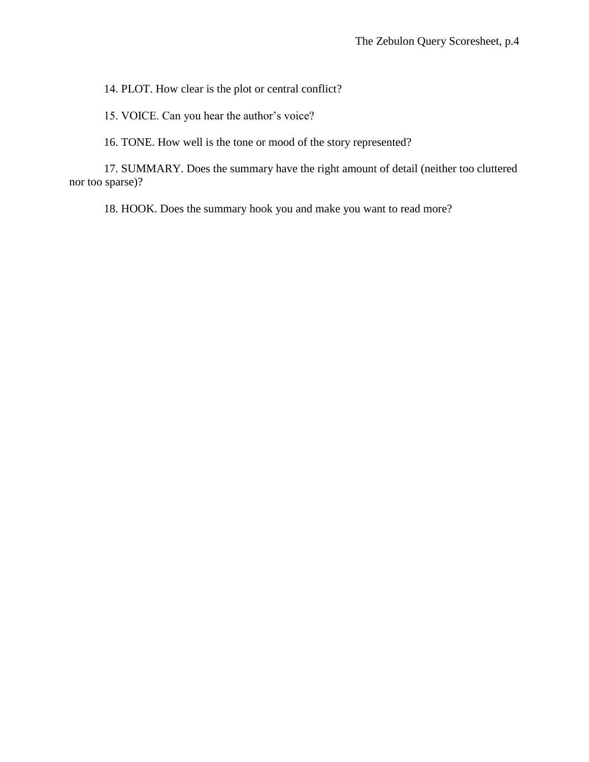14. PLOT. How clear is the plot or central conflict?

15. VOICE. Can you hear the author's voice?

16. TONE. How well is the tone or mood of the story represented?

17. SUMMARY. Does the summary have the right amount of detail (neither too cluttered nor too sparse)?

18. HOOK. Does the summary hook you and make you want to read more?